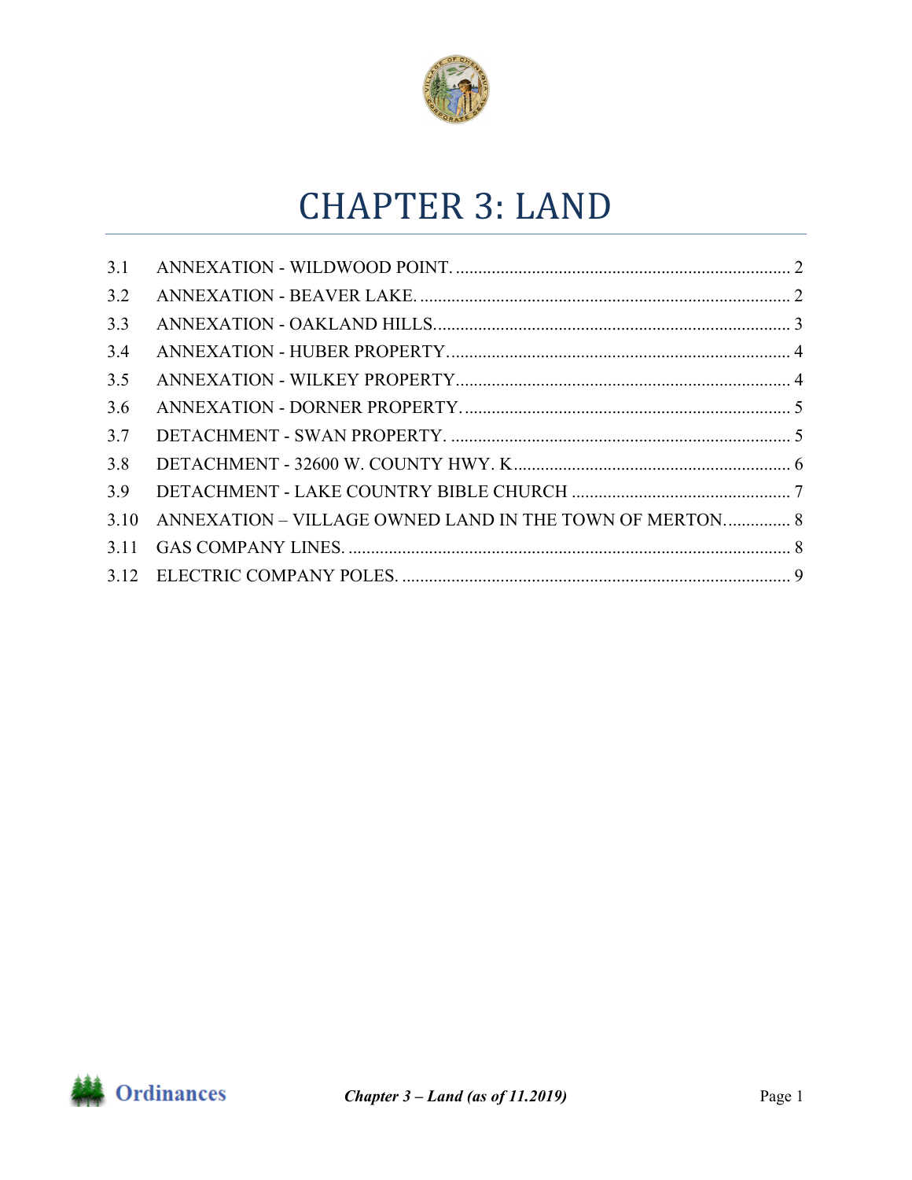# CHAPTER 3: LAND

3.1 ANNEXATION - WILDWOOD POINT. .......... 2
3.2 ANNEXATION - BEAVER LAKE. .......... 2
3.3 ANNEXATION - OAKLAND HILLS. .......... 3
3.4 ANNEXATION - HUBER PROPERTY. .......... 4
3.5 ANNEXATION - WILKEY PROPERTY .......... 4
3.6 ANNEXATION - DORNER PROPERTY. .......... 5
3.7 DETACHMENT - SWAN PROPERTY. .......... 5
3.8 DETACHMENT - 32600 W. COUNTY HWY. K .......... 6
3.9 DETACHMENT - LAKE COUNTRY BIBLE CHURCH .......... 7
3.10 ANNEXATION – VILLAGE OWNED LAND IN THE TOWN OF MERTON. .......... 8
3.11 GAS COMPANY LINES. .......... 8
3.12 ELECTRIC COMPANY POLES. .......... 9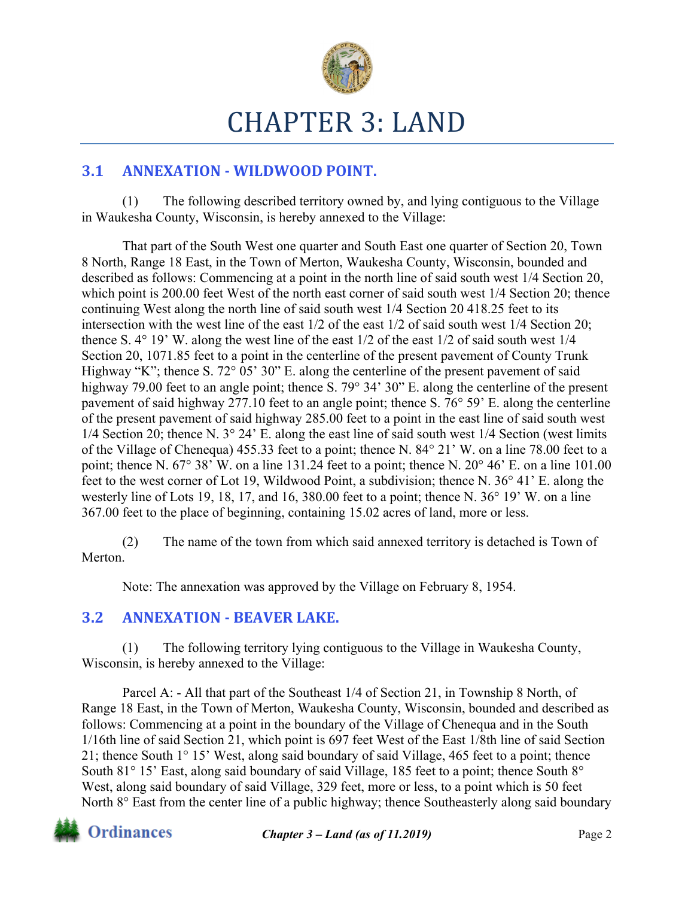# CHAPTER 3: LAND

## 3.1 ANNEXATION - WILDWOOD POINT.

(1) The following described territory owned by, and lying contiguous to the Village in Waukesha County, Wisconsin, is hereby annexed to the Village:

That part of the South West one quarter and South East one quarter of Section 20, Town 8 North, Range 18 East, in the Town of Merton, Waukesha County, Wisconsin, bounded and described as follows: Commencing at a point in the north line of said south west 1/4 Section 20, which point is 200.00 feet West of the north east corner of said south west 1/4 Section 20; thence continuing West along the north line of said south west 1/4 Section 20 418.25 feet to its intersection with the west line of the east 1/2 of the east 1/2 of said south west 1/4 Section 20; thence S. 4° 19' W. along the west line of the east 1/2 of the east 1/2 of said south west 1/4 Section 20, 1071.85 feet to a point in the centerline of the present pavement of County Trunk Highway "K"; thence S. 72° 05' 30" E. along the centerline of the present pavement of said highway 79.00 feet to an angle point; thence S. 79° 34' 30" E. along the centerline of the present pavement of said highway 277.10 feet to an angle point; thence S. 76° 59' E. along the centerline of the present pavement of said highway 285.00 feet to a point in the east line of said south west 1/4 Section 20; thence N. 3° 24' E. along the east line of said south west 1/4 Section (west limits of the Village of Chenequa) 455.33 feet to a point; thence N. 84° 21' W. on a line 78.00 feet to a point; thence N. 67° 38' W. on a line 131.24 feet to a point; thence N. 20° 46' E. on a line 101.00 feet to the west corner of Lot 19, Wildwood Point, a subdivision; thence N. 36° 41' E. along the westerly line of Lots 19, 18, 17, and 16, 380.00 feet to a point; thence N. 36° 19' W. on a line 367.00 feet to the place of beginning, containing 15.02 acres of land, more or less.

(2) The name of the town from which said annexed territory is detached is Town of Merton.

Note: The annexation was approved by the Village on February 8, 1954.

## 3.2 ANNEXATION - BEAVER LAKE.

(1) The following territory lying contiguous to the Village in Waukesha County, Wisconsin, is hereby annexed to the Village:

Parcel A: - All that part of the Southeast 1/4 of Section 21, in Township 8 North, of Range 18 East, in the Town of Merton, Waukesha County, Wisconsin, bounded and described as follows: Commencing at a point in the boundary of the Village of Chenequa and in the South 1/16th line of said Section 21, which point is 697 feet West of the East 1/8th line of said Section 21; thence South 1° 15' West, along said boundary of said Village, 465 feet to a point; thence South 81° 15' East, along said boundary of said Village, 185 feet to a point; thence South 8° West, along said boundary of said Village, 329 feet, more or less, to a point which is 50 feet North 8° East from the center line of a public highway; thence Southeasterly along said boundary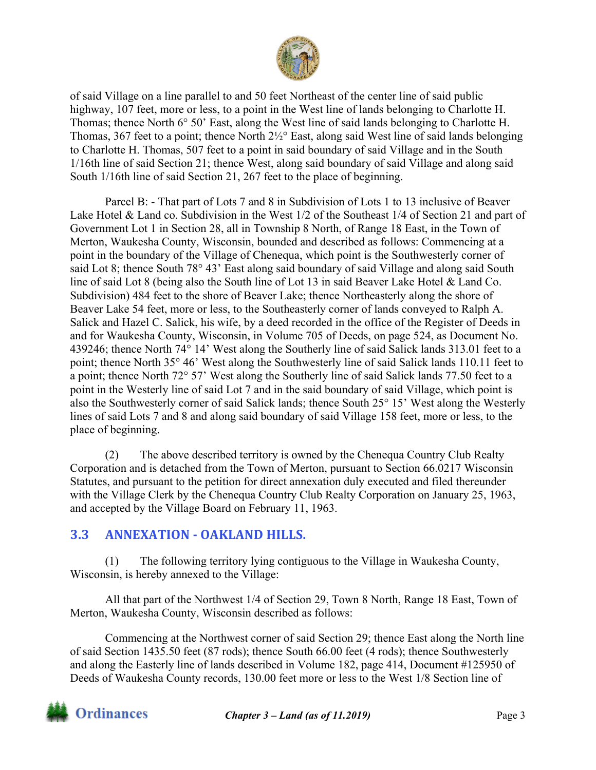of said Village on a line parallel to and 50 feet Northeast of the center line of said public highway, 107 feet, more or less, to a point in the West line of lands belonging to Charlotte H. Thomas; thence North 6° 50’ East, along the West line of said lands belonging to Charlotte H. Thomas, 367 feet to a point; thence North 2½° East, along said West line of said lands belonging to Charlotte H. Thomas, 507 feet to a point in said boundary of said Village and in the South 1/16th line of said Section 21; thence West, along said boundary of said Village and along said South 1/16th line of said Section 21, 267 feet to the place of beginning.

Parcel B: - That part of Lots 7 and 8 in Subdivision of Lots 1 to 13 inclusive of Beaver Lake Hotel & Land co. Subdivision in the West 1/2 of the Southeast 1/4 of Section 21 and part of Government Lot 1 in Section 28, all in Township 8 North, of Range 18 East, in the Town of Merton, Waukesha County, Wisconsin, bounded and described as follows: Commencing at a point in the boundary of the Village of Chenequa, which point is the Southwesterly corner of said Lot 8; thence South 78° 43’ East along said boundary of said Village and along said South line of said Lot 8 (being also the South line of Lot 13 in said Beaver Lake Hotel & Land Co. Subdivision) 484 feet to the shore of Beaver Lake; thence Northeasterly along the shore of Beaver Lake 54 feet, more or less, to the Southeasterly corner of lands conveyed to Ralph A. Salick and Hazel C. Salick, his wife, by a deed recorded in the office of the Register of Deeds in and for Waukesha County, Wisconsin, in Volume 705 of Deeds, on page 524, as Document No. 439246; thence North 74° 14’ West along the Southerly line of said Salick lands 313.01 feet to a point; thence North 35° 46’ West along the Southwesterly line of said Salick lands 110.11 feet to a point; thence North 72° 57’ West along the Southerly line of said Salick lands 77.50 feet to a point in the Westerly line of said Lot 7 and in the said boundary of said Village, which point is also the Southwesterly corner of said Salick lands; thence South 25° 15’ West along the Westerly lines of said Lots 7 and 8 and along said boundary of said Village 158 feet, more or less, to the place of beginning.

(2) The above described territory is owned by the Chenequa Country Club Realty Corporation and is detached from the Town of Merton, pursuant to Section 66.0217 Wisconsin Statutes, and pursuant to the petition for direct annexation duly executed and filed thereunder with the Village Clerk by the Chenequa Country Club Realty Corporation on January 25, 1963, and accepted by the Village Board on February 11, 1963.

## 3.3 ANNEXATION - OAKLAND HILLS.

(1) The following territory lying contiguous to the Village in Waukesha County, Wisconsin, is hereby annexed to the Village:

All that part of the Northwest 1/4 of Section 29, Town 8 North, Range 18 East, Town of Merton, Waukesha County, Wisconsin described as follows:

Commencing at the Northwest corner of said Section 29; thence East along the North line of said Section 1435.50 feet (87 rods); thence South 66.00 feet (4 rods); thence Southwesterly and along the Easterly line of lands described in Volume 182, page 414, Document #125950 of Deeds of Waukesha County records, 130.00 feet more or less to the West 1/8 Section line of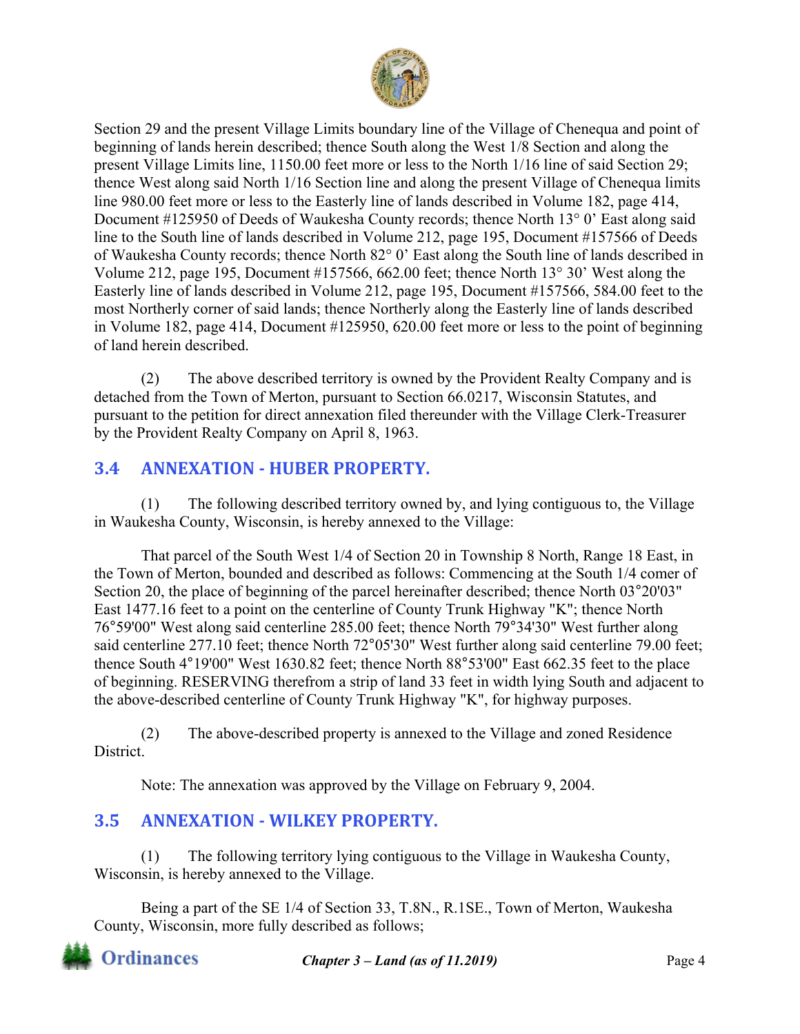Section 29 and the present Village Limits boundary line of the Village of Chenequa and point of beginning of lands herein described; thence South along the West 1/8 Section and along the present Village Limits line, 1150.00 feet more or less to the North 1/16 line of said Section 29; thence West along said North 1/16 Section line and along the present Village of Chenequa limits line 980.00 feet more or less to the Easterly line of lands described in Volume 182, page 414, Document #125950 of Deeds of Waukesha County records; thence North 13° 0' East along said line to the South line of lands described in Volume 212, page 195, Document #157566 of Deeds of Waukesha County records; thence North 82° 0' East along the South line of lands described in Volume 212, page 195, Document #157566, 662.00 feet; thence North 13° 30' West along the Easterly line of lands described in Volume 212, page 195, Document #157566, 584.00 feet to the most Northerly corner of said lands; thence Northerly along the Easterly line of lands described in Volume 182, page 414, Document #125950, 620.00 feet more or less to the point of beginning of land herein described.

(2) The above described territory is owned by the Provident Realty Company and is detached from the Town of Merton, pursuant to Section 66.0217, Wisconsin Statutes, and pursuant to the petition for direct annexation filed thereunder with the Village Clerk-Treasurer by the Provident Realty Company on April 8, 1963.

## 3.4 ANNEXATION - HUBER PROPERTY.

(1) The following described territory owned by, and lying contiguous to, the Village in Waukesha County, Wisconsin, is hereby annexed to the Village:

That parcel of the South West 1/4 of Section 20 in Township 8 North, Range 18 East, in the Town of Merton, bounded and described as follows: Commencing at the South 1/4 comer of Section 20, the place of beginning of the parcel hereinafter described; thence North 03°20'03" East 1477.16 feet to a point on the centerline of County Trunk Highway "K"; thence North 76°59'00" West along said centerline 285.00 feet; thence North 79°34'30" West further along said centerline 277.10 feet; thence North 72°05'30" West further along said centerline 79.00 feet; thence South 4°19'00" West 1630.82 feet; thence North 88°53'00" East 662.35 feet to the place of beginning. RESERVING therefrom a strip of land 33 feet in width lying South and adjacent to the above-described centerline of County Trunk Highway "K", for highway purposes.

(2) The above-described property is annexed to the Village and zoned Residence District.

Note: The annexation was approved by the Village on February 9, 2004.

## 3.5 ANNEXATION - WILKEY PROPERTY.

(1) The following territory lying contiguous to the Village in Waukesha County, Wisconsin, is hereby annexed to the Village.

Being a part of the SE 1/4 of Section 33, T.8N., R.1SE., Town of Merton, Waukesha County, Wisconsin, more fully described as follows;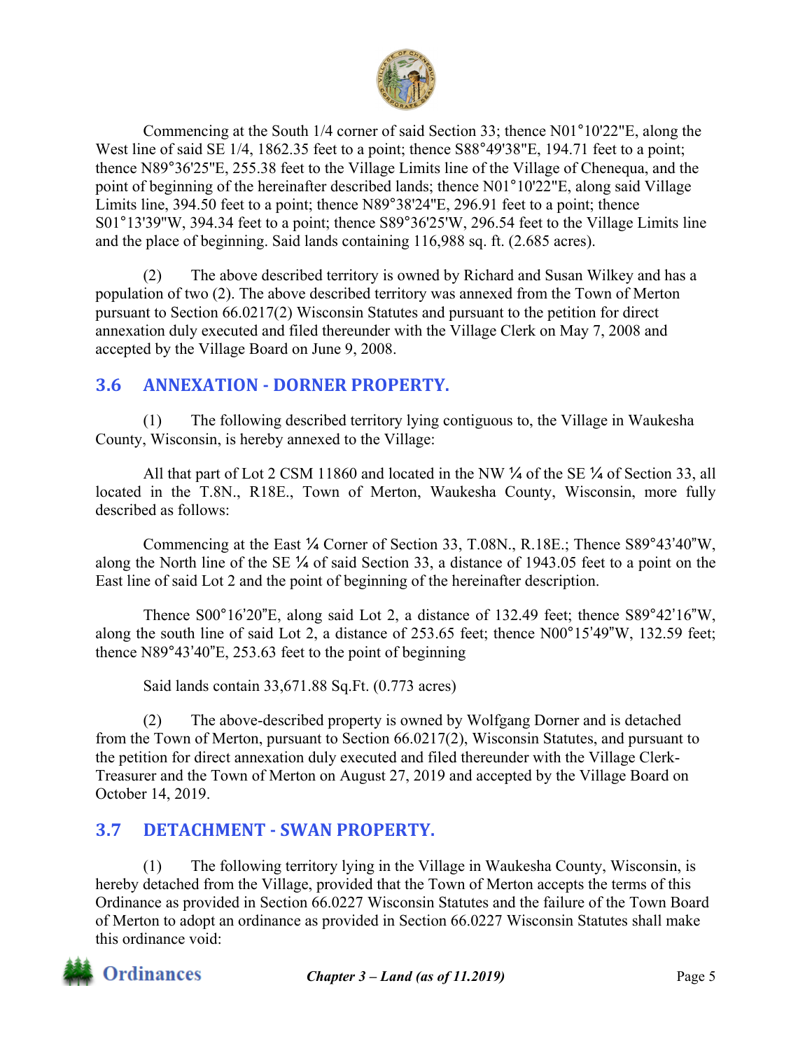Commencing at the South 1/4 corner of said Section 33; thence N01°10'22"E, along the West line of said SE 1/4, 1862.35 feet to a point; thence S88°49'38"E, 194.71 feet to a point; thence N89°36'25"E, 255.38 feet to the Village Limits line of the Village of Chenequa, and the point of beginning of the hereinafter described lands; thence N01°10'22"E, along said Village Limits line, 394.50 feet to a point; thence N89°38'24"E, 296.91 feet to a point; thence S01°13'39"W, 394.34 feet to a point; thence S89°36'25'W, 296.54 feet to the Village Limits line and the place of beginning. Said lands containing 116,988 sq. ft. (2.685 acres).

(2) The above described territory is owned by Richard and Susan Wilkey and has a population of two (2). The above described territory was annexed from the Town of Merton pursuant to Section 66.0217(2) Wisconsin Statutes and pursuant to the petition for direct annexation duly executed and filed thereunder with the Village Clerk on May 7, 2008 and accepted by the Village Board on June 9, 2008.

## 3.6 ANNEXATION - DORNER PROPERTY.

(1) The following described territory lying contiguous to, the Village in Waukesha County, Wisconsin, is hereby annexed to the Village:

All that part of Lot 2 CSM 11860 and located in the NW ¼ of the SE ¼ of Section 33, all located in the T.8N., R18E., Town of Merton, Waukesha County, Wisconsin, more fully described as follows:

Commencing at the East ¼ Corner of Section 33, T.08N., R.18E.; Thence S89°43'40"W, along the North line of the SE ¼ of said Section 33, a distance of 1943.05 feet to a point on the East line of said Lot 2 and the point of beginning of the hereinafter description.

Thence S00°16'20"E, along said Lot 2, a distance of 132.49 feet; thence S89°42'16"W, along the south line of said Lot 2, a distance of 253.65 feet; thence N00°15'49"W, 132.59 feet; thence N89°43'40"E, 253.63 feet to the point of beginning

Said lands contain 33,671.88 Sq.Ft. (0.773 acres)

(2) The above-described property is owned by Wolfgang Dorner and is detached from the Town of Merton, pursuant to Section 66.0217(2), Wisconsin Statutes, and pursuant to the petition for direct annexation duly executed and filed thereunder with the Village Clerk-Treasurer and the Town of Merton on August 27, 2019 and accepted by the Village Board on October 14, 2019.

## 3.7 DETACHMENT - SWAN PROPERTY.

(1) The following territory lying in the Village in Waukesha County, Wisconsin, is hereby detached from the Village, provided that the Town of Merton accepts the terms of this Ordinance as provided in Section 66.0227 Wisconsin Statutes and the failure of the Town Board of Merton to adopt an ordinance as provided in Section 66.0227 Wisconsin Statutes shall make this ordinance void: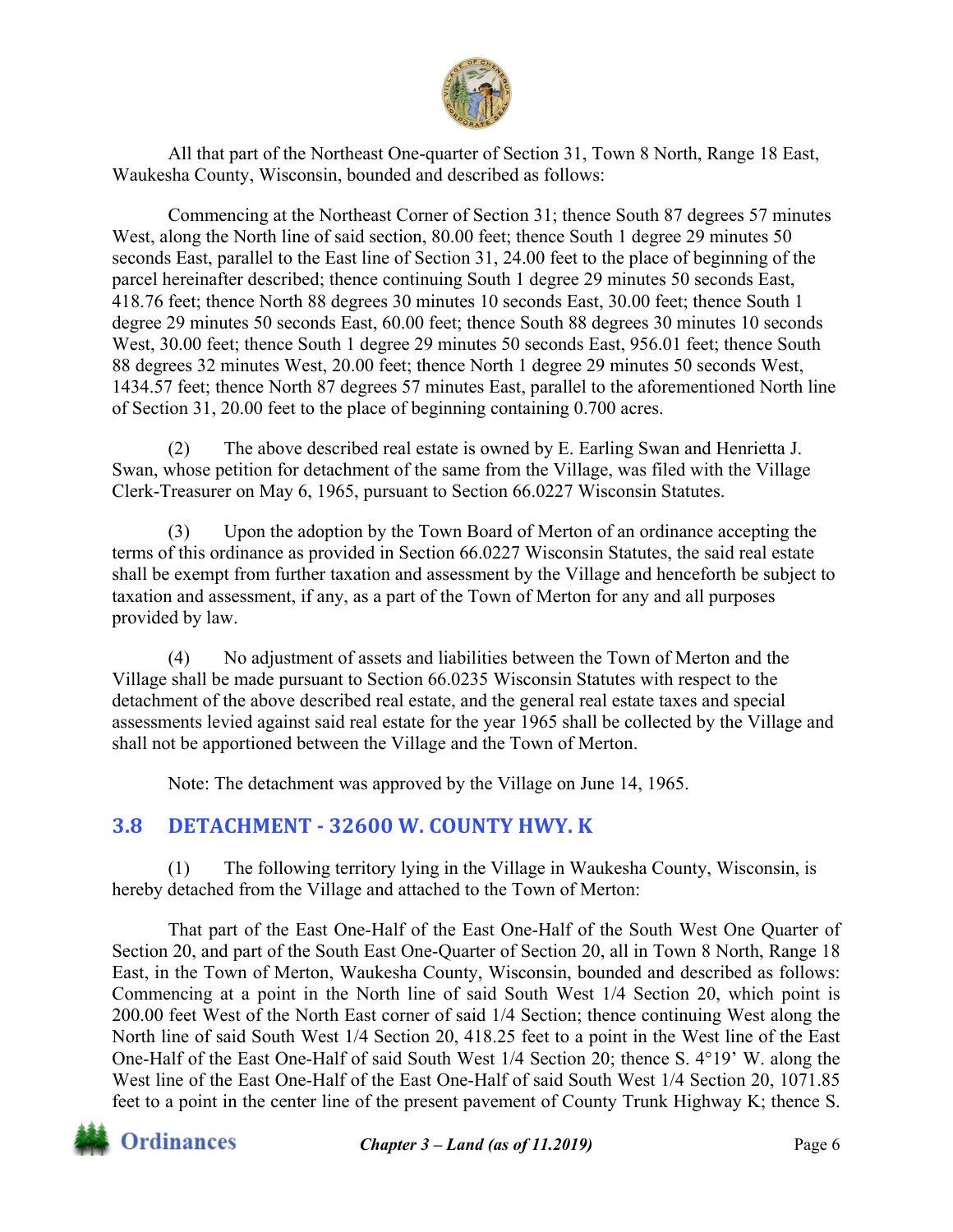All that part of the Northeast One-quarter of Section 31, Town 8 North, Range 18 East, Waukesha County, Wisconsin, bounded and described as follows:

Commencing at the Northeast Corner of Section 31; thence South 87 degrees 57 minutes West, along the North line of said section, 80.00 feet; thence South 1 degree 29 minutes 50 seconds East, parallel to the East line of Section 31, 24.00 feet to the place of beginning of the parcel hereinafter described; thence continuing South 1 degree 29 minutes 50 seconds East, 418.76 feet; thence North 88 degrees 30 minutes 10 seconds East, 30.00 feet; thence South 1 degree 29 minutes 50 seconds East, 60.00 feet; thence South 88 degrees 30 minutes 10 seconds West, 30.00 feet; thence South 1 degree 29 minutes 50 seconds East, 956.01 feet; thence South 88 degrees 32 minutes West, 20.00 feet; thence North 1 degree 29 minutes 50 seconds West, 1434.57 feet; thence North 87 degrees 57 minutes East, parallel to the aforementioned North line of Section 31, 20.00 feet to the place of beginning containing 0.700 acres.

(2) The above described real estate is owned by E. Earling Swan and Henrietta J. Swan, whose petition for detachment of the same from the Village, was filed with the Village Clerk-Treasurer on May 6, 1965, pursuant to Section 66.0227 Wisconsin Statutes.

(3) Upon the adoption by the Town Board of Merton of an ordinance accepting the terms of this ordinance as provided in Section 66.0227 Wisconsin Statutes, the said real estate shall be exempt from further taxation and assessment by the Village and henceforth be subject to taxation and assessment, if any, as a part of the Town of Merton for any and all purposes provided by law.

(4) No adjustment of assets and liabilities between the Town of Merton and the Village shall be made pursuant to Section 66.0235 Wisconsin Statutes with respect to the detachment of the above described real estate, and the general real estate taxes and special assessments levied against said real estate for the year 1965 shall be collected by the Village and shall not be apportioned between the Village and the Town of Merton.

Note: The detachment was approved by the Village on June 14, 1965.

## 3.8 DETACHMENT - 32600 W. COUNTY HWY. K

(1) The following territory lying in the Village in Waukesha County, Wisconsin, is hereby detached from the Village and attached to the Town of Merton:

That part of the East One-Half of the East One-Half of the South West One Quarter of Section 20, and part of the South East One-Quarter of Section 20, all in Town 8 North, Range 18 East, in the Town of Merton, Waukesha County, Wisconsin, bounded and described as follows: Commencing at a point in the North line of said South West 1/4 Section 20, which point is 200.00 feet West of the North East corner of said 1/4 Section; thence continuing West along the North line of said South West 1/4 Section 20, 418.25 feet to a point in the West line of the East One-Half of the East One-Half of said South West 1/4 Section 20; thence S. 4°19' W. along the West line of the East One-Half of the East One-Half of said South West 1/4 Section 20, 1071.85 feet to a point in the center line of the present pavement of County Trunk Highway K; thence S.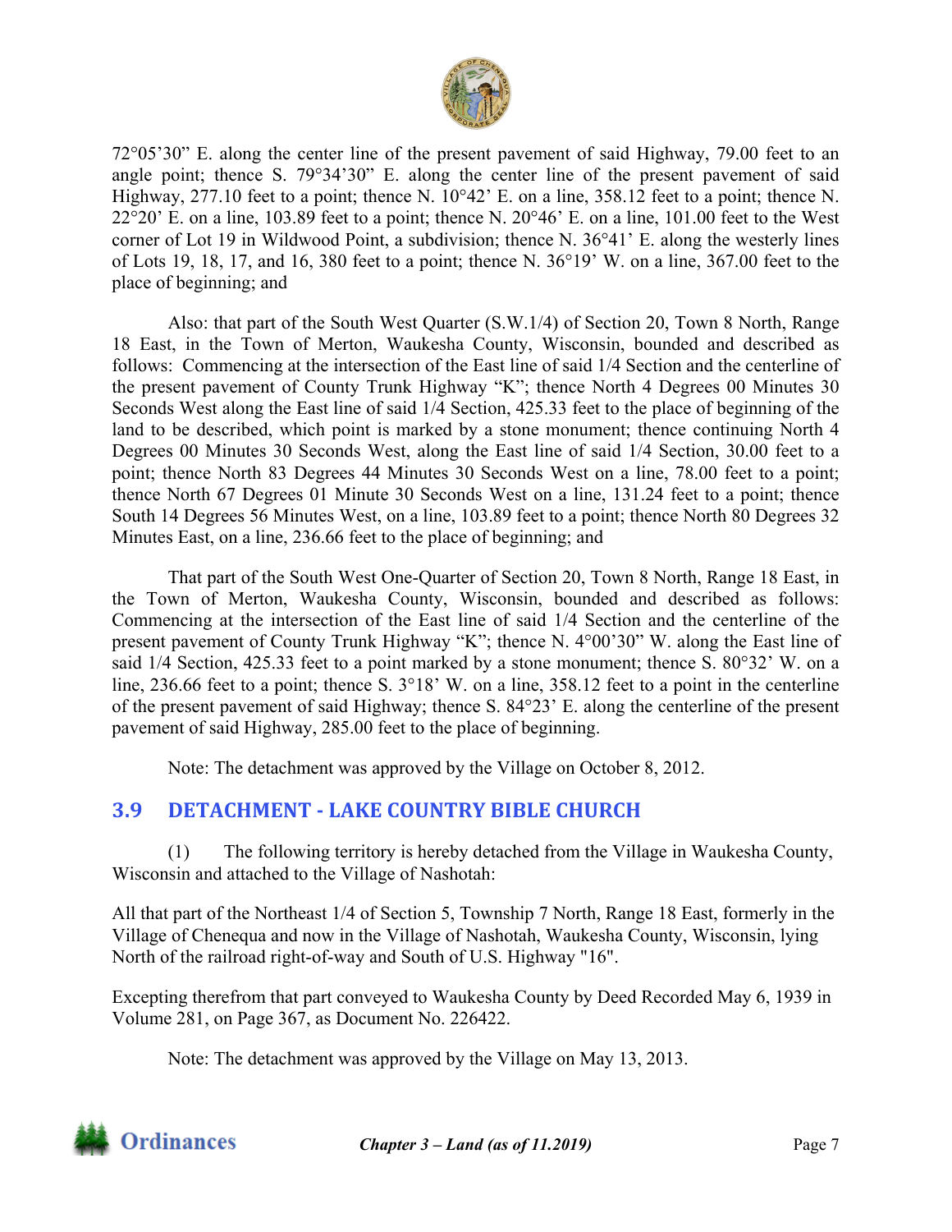72°05'30" E. along the center line of the present pavement of said Highway, 79.00 feet to an angle point; thence S. 79°34'30" E. along the center line of the present pavement of said Highway, 277.10 feet to a point; thence N. 10°42' E. on a line, 358.12 feet to a point; thence N. 22°20' E. on a line, 103.89 feet to a point; thence N. 20°46' E. on a line, 101.00 feet to the West corner of Lot 19 in Wildwood Point, a subdivision; thence N. 36°41' E. along the westerly lines of Lots 19, 18, 17, and 16, 380 feet to a point; thence N. 36°19' W. on a line, 367.00 feet to the place of beginning; and

Also: that part of the South West Quarter (S.W.1/4) of Section 20, Town 8 North, Range 18 East, in the Town of Merton, Waukesha County, Wisconsin, bounded and described as follows: Commencing at the intersection of the East line of said 1/4 Section and the centerline of the present pavement of County Trunk Highway "K"; thence North 4 Degrees 00 Minutes 30 Seconds West along the East line of said 1/4 Section, 425.33 feet to the place of beginning of the land to be described, which point is marked by a stone monument; thence continuing North 4 Degrees 00 Minutes 30 Seconds West, along the East line of said 1/4 Section, 30.00 feet to a point; thence North 83 Degrees 44 Minutes 30 Seconds West on a line, 78.00 feet to a point; thence North 67 Degrees 01 Minute 30 Seconds West on a line, 131.24 feet to a point; thence South 14 Degrees 56 Minutes West, on a line, 103.89 feet to a point; thence North 80 Degrees 32 Minutes East, on a line, 236.66 feet to the place of beginning; and

That part of the South West One-Quarter of Section 20, Town 8 North, Range 18 East, in the Town of Merton, Waukesha County, Wisconsin, bounded and described as follows: Commencing at the intersection of the East line of said 1/4 Section and the centerline of the present pavement of County Trunk Highway "K"; thence N. 4°00'30" W. along the East line of said 1/4 Section, 425.33 feet to a point marked by a stone monument; thence S. 80°32' W. on a line, 236.66 feet to a point; thence S. 3°18' W. on a line, 358.12 feet to a point in the centerline of the present pavement of said Highway; thence S. 84°23' E. along the centerline of the present pavement of said Highway, 285.00 feet to the place of beginning.

Note: The detachment was approved by the Village on October 8, 2012.

## 3.9 DETACHMENT - LAKE COUNTRY BIBLE CHURCH

(1) The following territory is hereby detached from the Village in Waukesha County, Wisconsin and attached to the Village of Nashotah:

All that part of the Northeast 1/4 of Section 5, Township 7 North, Range 18 East, formerly in the Village of Chenequa and now in the Village of Nashotah, Waukesha County, Wisconsin, lying North of the railroad right-of-way and South of U.S. Highway "16".

Excepting therefrom that part conveyed to Waukesha County by Deed Recorded May 6, 1939 in Volume 281, on Page 367, as Document No. 226422.

Note: The detachment was approved by the Village on May 13, 2013.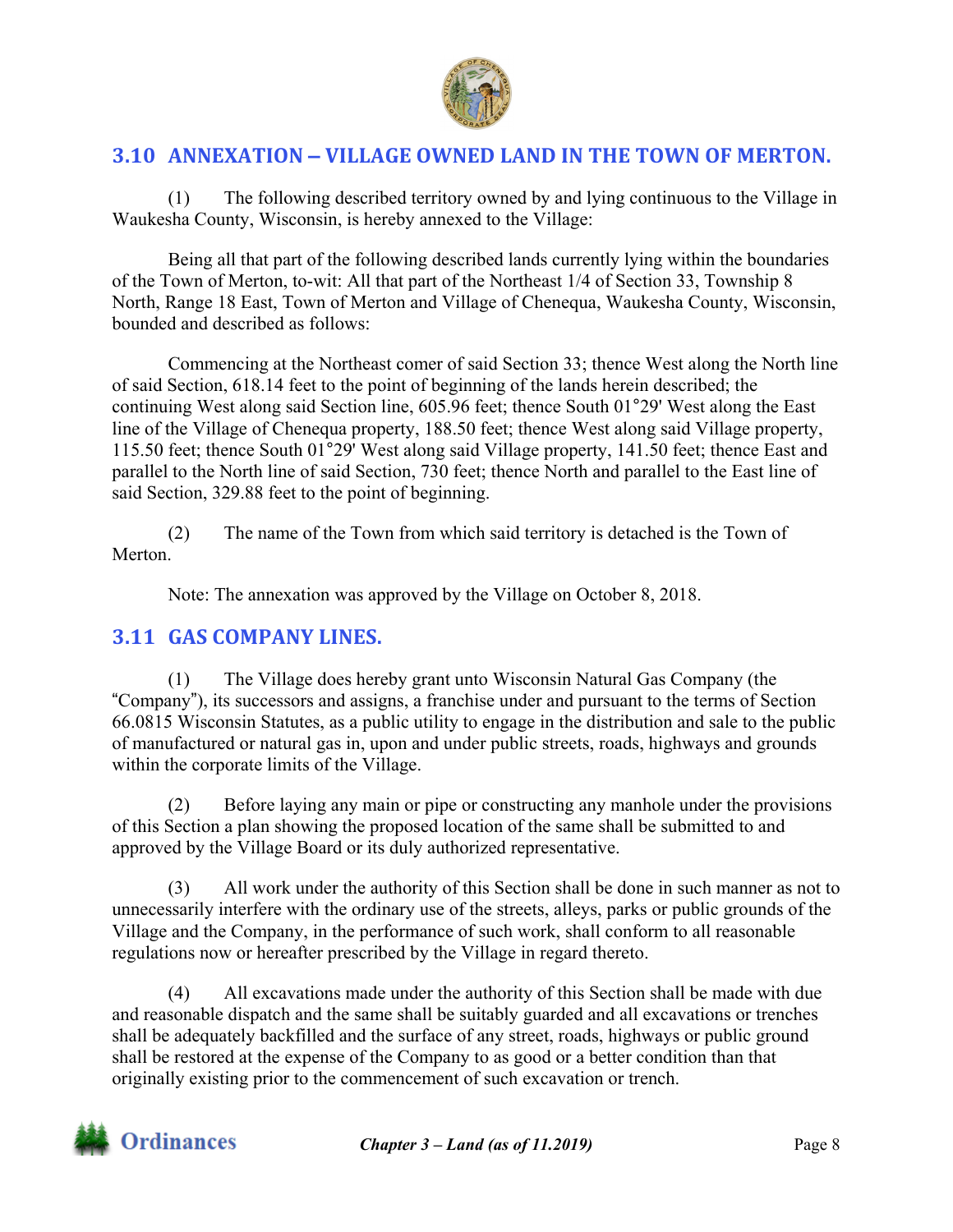## 3.10 ANNEXATION – VILLAGE OWNED LAND IN THE TOWN OF MERTON.

(1) The following described territory owned by and lying continuous to the Village in Waukesha County, Wisconsin, is hereby annexed to the Village:

Being all that part of the following described lands currently lying within the boundaries of the Town of Merton, to-wit: All that part of the Northeast 1/4 of Section 33, Township 8 North, Range 18 East, Town of Merton and Village of Chenequa, Waukesha County, Wisconsin, bounded and described as follows:

Commencing at the Northeast comer of said Section 33; thence West along the North line of said Section, 618.14 feet to the point of beginning of the lands herein described; the continuing West along said Section line, 605.96 feet; thence South 01˚29' West along the East line of the Village of Chenequa property, 188.50 feet; thence West along said Village property, 115.50 feet; thence South 01˚29' West along said Village property, 141.50 feet; thence East and parallel to the North line of said Section, 730 feet; thence North and parallel to the East line of said Section, 329.88 feet to the point of beginning.

(2) The name of the Town from which said territory is detached is the Town of Merton.

Note: The annexation was approved by the Village on October 8, 2018.

## 3.11 GAS COMPANY LINES.

(1) The Village does hereby grant unto Wisconsin Natural Gas Company (the "Company"), its successors and assigns, a franchise under and pursuant to the terms of Section 66.0815 Wisconsin Statutes, as a public utility to engage in the distribution and sale to the public of manufactured or natural gas in, upon and under public streets, roads, highways and grounds within the corporate limits of the Village.

(2) Before laying any main or pipe or constructing any manhole under the provisions of this Section a plan showing the proposed location of the same shall be submitted to and approved by the Village Board or its duly authorized representative.

(3) All work under the authority of this Section shall be done in such manner as not to unnecessarily interfere with the ordinary use of the streets, alleys, parks or public grounds of the Village and the Company, in the performance of such work, shall conform to all reasonable regulations now or hereafter prescribed by the Village in regard thereto.

(4) All excavations made under the authority of this Section shall be made with due and reasonable dispatch and the same shall be suitably guarded and all excavations or trenches shall be adequately backfilled and the surface of any street, roads, highways or public ground shall be restored at the expense of the Company to as good or a better condition than that originally existing prior to the commencement of such excavation or trench.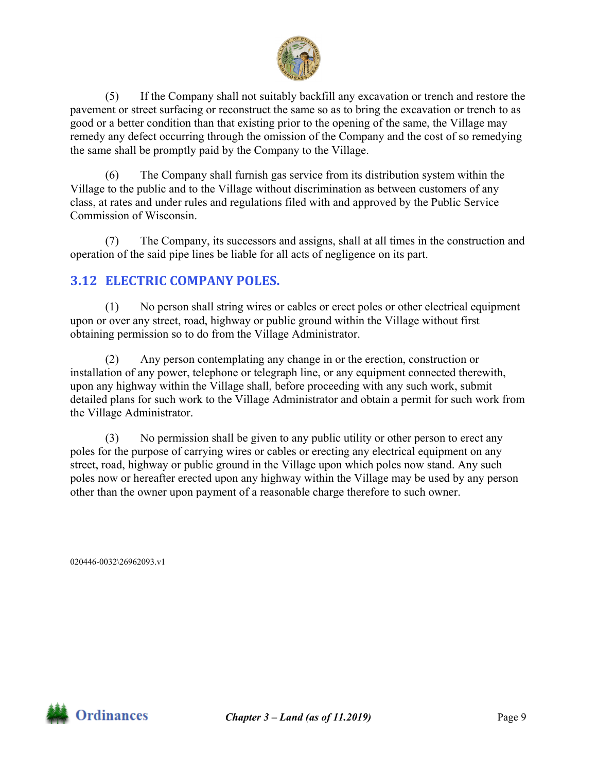(5) If the Company shall not suitably backfill any excavation or trench and restore the pavement or street surfacing or reconstruct the same so as to bring the excavation or trench to as good or a better condition than that existing prior to the opening of the same, the Village may remedy any defect occurring through the omission of the Company and the cost of so remedying the same shall be promptly paid by the Company to the Village.

(6) The Company shall furnish gas service from its distribution system within the Village to the public and to the Village without discrimination as between customers of any class, at rates and under rules and regulations filed with and approved by the Public Service Commission of Wisconsin.

(7) The Company, its successors and assigns, shall at all times in the construction and operation of the said pipe lines be liable for all acts of negligence on its part.

## 3.12 ELECTRIC COMPANY POLES.

(1) No person shall string wires or cables or erect poles or other electrical equipment upon or over any street, road, highway or public ground within the Village without first obtaining permission so to do from the Village Administrator.

(2) Any person contemplating any change in or the erection, construction or installation of any power, telephone or telegraph line, or any equipment connected therewith, upon any highway within the Village shall, before proceeding with any such work, submit detailed plans for such work to the Village Administrator and obtain a permit for such work from the Village Administrator.

(3) No permission shall be given to any public utility or other person to erect any poles for the purpose of carrying wires or cables or erecting any electrical equipment on any street, road, highway or public ground in the Village upon which poles now stand. Any such poles now or hereafter erected upon any highway within the Village may be used by any person other than the owner upon payment of a reasonable charge therefore to such owner.

020446-0032\26962093.v1